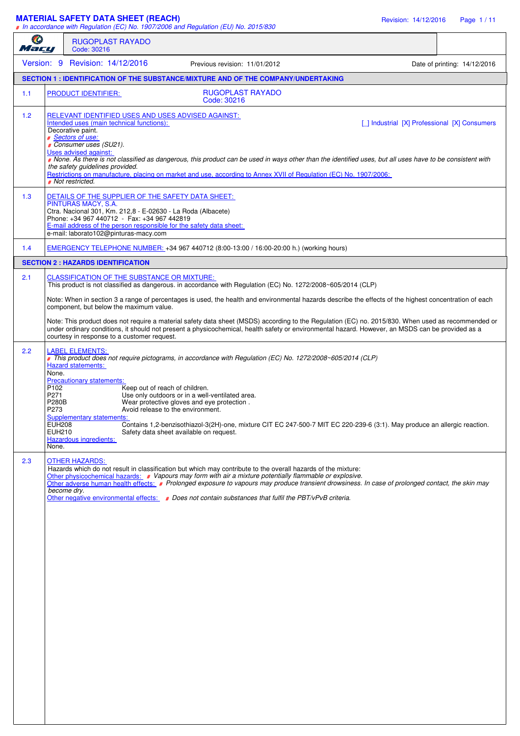# MATERIAL SAFETY DATA SHEET (REACH)

# In accordance with Regulation (EC) No. 1907/2006 and Regulation (EU) No. 2015/830

**RUGOPLAST RAYADO**
Code: 30216

Version: 9 Revision: 14/12/2016 Previous revision: 11/01/2012 Date of printing: 14/12/2016

## SECTION 1 : IDENTIFICATION OF THE SUBSTANCE/MIXTURE AND OF THE COMPANY/UNDERTAKING

**1.1 PRODUCT IDENTIFIER:** RUGOPLAST RAYADO
Code: 30216

**1.2 RELEVANT IDENTIFIED USES AND USES ADVISED AGAINST:**

Intended uses (main technical functions): [_] Industrial [X] Professional [X] Consumers

Decorative paint.

# Sectors of use:

# *Consumer uses (SU21).*

Uses advised against:

# *None. As there is not classified as dangerous, this product can be used in ways other than the identified uses, but all uses have to be consistent with the safety guidelines provided.*

Restrictions on manufacture, placing on market and use, according to Annex XVII of Regulation (EC) No. 1907/2006:

# *Not restricted.*

**1.3 DETAILS OF THE SUPPLIER OF THE SAFETY DATA SHEET:**

PINTURAS MACY, S.A.
Ctra. Nacional 301, Km. 212,8 - E-02630 - La Roda (Albacete)
Phone: +34 967 440712 - Fax: +34 967 442819

E-mail address of the person responsible for the safety data sheet:
e-mail: laborato102@pinturas-macy.com

**1.4 EMERGENCY TELEPHONE NUMBER:** +34 967 440712 (8:00-13:00 / 16:00-20:00 h.) (working hours)

## SECTION 2 : HAZARDS IDENTIFICATION

**2.1 CLASSIFICATION OF THE SUBSTANCE OR MIXTURE:**

This product is not classified as dangerous. in accordance with Regulation (EC) No. 1272/2008~605/2014 (CLP)

Note: When in section 3 a range of percentages is used, the health and environmental hazards describe the effects of the highest concentration of each component, but below the maximum value.

Note: This product does not require a material safety data sheet (MSDS) according to the Regulation (EC) no. 2015/830. When used as recommended or under ordinary conditions, it should not present a physicochemical, health safety or environmental hazard. However, an MSDS can be provided as a courtesy in response to a customer request.

**2.2 LABEL ELEMENTS:**

# *This product does not require pictograms, in accordance with Regulation (EC) No. 1272/2008~605/2014 (CLP)*

Hazard statements:
None.

Precautionary statements:

| | |
|---|---|
| P102 | Keep out of reach of children. |
| P271 | Use only outdoors or in a well-ventilated area. |
| P280B | Wear protective gloves and eye protection . |
| P273 | Avoid release to the environment. |

Supplementary statements:

| | |
|---|---|
| EUH208 | Contains 1,2-benzisothiazol-3(2H)-one, mixture CIT EC 247-500-7 MIT EC 220-239-6 (3:1). May produce an allergic reaction. |
| EUH210 | Safety data sheet available on request. |

Hazardous ingredients:
None.

**2.3 OTHER HAZARDS:**

Hazards which do not result in classification but which may contribute to the overall hazards of the mixture:

Other physicochemical hazards: # *Vapours may form with air a mixture potentially flammable or explosive.*

Other adverse human health effects: # *Prolonged exposure to vapours may produce transient drowsiness. In case of prolonged contact, the skin may become dry.*

Other negative environmental effects: # *Does not contain substances that fulfil the PBT/vPvB criteria.*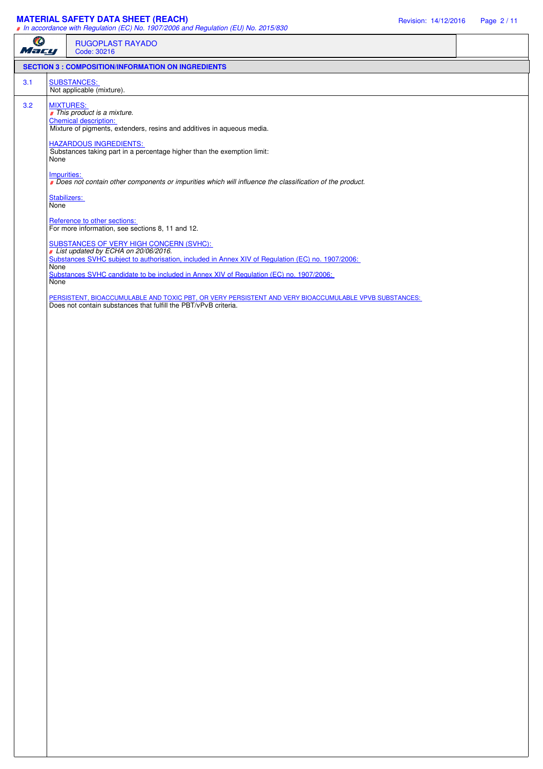## SECTION 3 : COMPOSITION/INFORMATION ON INGREDIENTS

**3.1** SUBSTANCES:

Not applicable (mixture).

**3.2** MIXTURES:

# *This product is a mixture.*

Chemical description:

Mixture of pigments, extenders, resins and additives in aqueous media.

HAZARDOUS INGREDIENTS:

Substances taking part in a percentage higher than the exemption limit:

None

Impurities:

# *Does not contain other components or impurities which will influence the classification of the product.*

Stabilizers:

None

Reference to other sections:

For more information, see sections 8, 11 and 12.

SUBSTANCES OF VERY HIGH CONCERN (SVHC):

# *List updated by ECHA on 20/06/2016.*

Substances SVHC subject to authorisation, included in Annex XIV of Regulation (EC) no. 1907/2006:

None

Substances SVHC candidate to be included in Annex XIV of Regulation (EC) no. 1907/2006:

None

PERSISTENT, BIOACCUMULABLE AND TOXIC PBT, OR VERY PERSISTENT AND VERY BIOACCUMULABLE VPVB SUBSTANCES:

Does not contain substances that fulfill the PBT/vPvB criteria.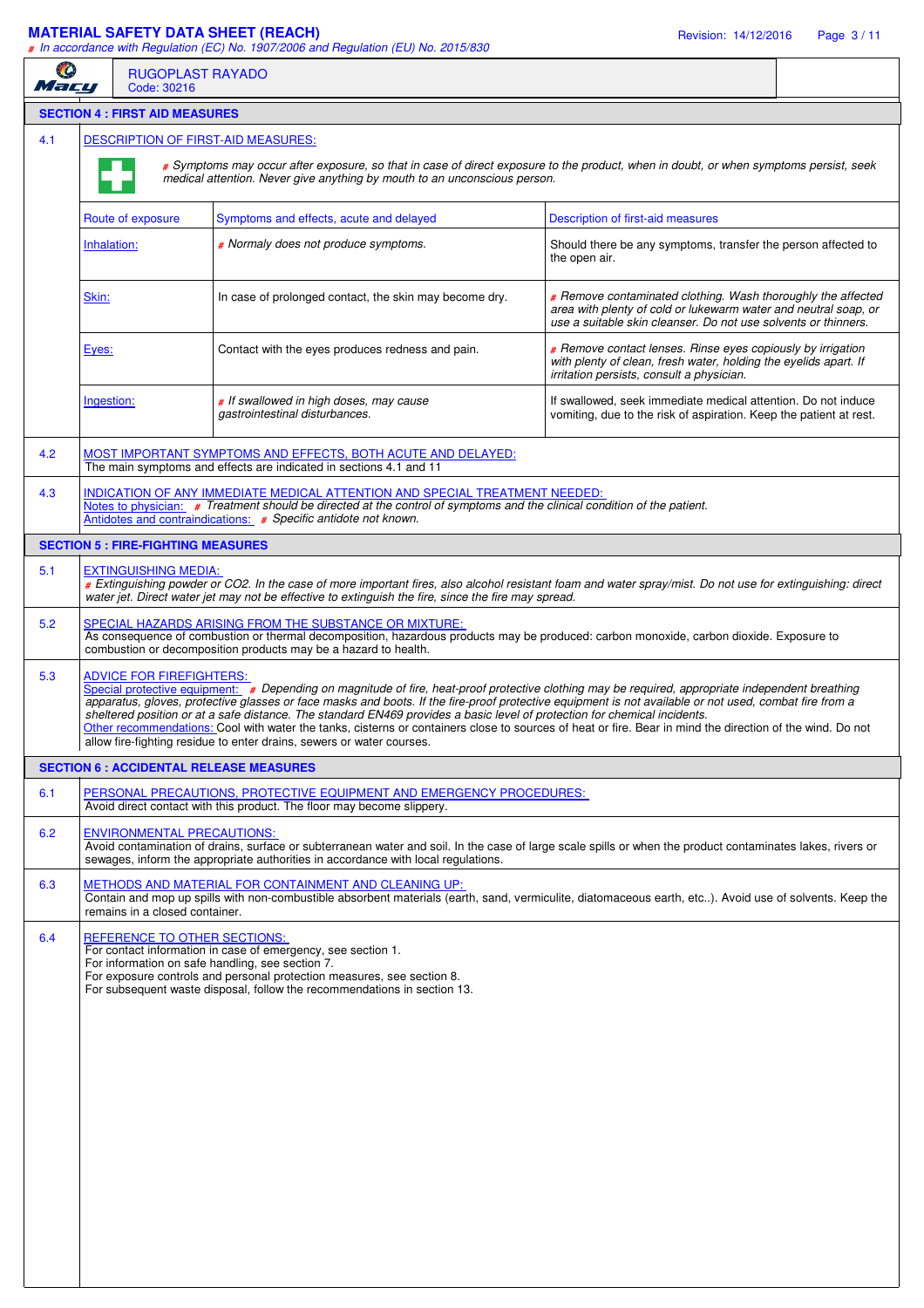## SECTION 4 : FIRST AID MEASURES

**4.1 DESCRIPTION OF FIRST-AID MEASURES:**

# *Symptoms may occur after exposure, so that in case of direct exposure to the product, when in doubt, or when symptoms persist, seek medical attention. Never give anything by mouth to an unconscious person.*

| Route of exposure | Symptoms and effects, acute and delayed | Description of first-aid measures |
|---|---|---|
| Inhalation: | # *Normaly does not produce symptoms.* | Should there be any symptoms, transfer the person affected to the open air. |
| Skin: | In case of prolonged contact, the skin may become dry. | # *Remove contaminated clothing. Wash thoroughly the affected area with plenty of cold or lukewarm water and neutral soap, or use a suitable skin cleanser. Do not use solvents or thinners.* |
| Eyes: | Contact with the eyes produces redness and pain. | # *Remove contact lenses. Rinse eyes copiously by irrigation with plenty of clean, fresh water, holding the eyelids apart. If irritation persists, consult a physician.* |
| Ingestion: | # *If swallowed in high doses, may cause gastrointestinal disturbances.* | If swallowed, seek immediate medical attention. Do not induce vomiting, due to the risk of aspiration. Keep the patient at rest. |

**4.2 MOST IMPORTANT SYMPTOMS AND EFFECTS, BOTH ACUTE AND DELAYED:**
The main symptoms and effects are indicated in sections 4.1 and 11

**4.3 INDICATION OF ANY IMMEDIATE MEDICAL ATTENTION AND SPECIAL TREATMENT NEEDED:**
Notes to physician: # *Treatment should be directed at the control of symptoms and the clinical condition of the patient.*
Antidotes and contraindications: # *Specific antidote not known.*

## SECTION 5 : FIRE-FIGHTING MEASURES

**5.1 EXTINGUISHING MEDIA:**
# *Extinguishing powder or CO2. In the case of more important fires, also alcohol resistant foam and water spray/mist. Do not use for extinguishing: direct water jet. Direct water jet may not be effective to extinguish the fire, since the fire may spread.*

**5.2 SPECIAL HAZARDS ARISING FROM THE SUBSTANCE OR MIXTURE:**
As consequence of combustion or thermal decomposition, hazardous products may be produced: carbon monoxide, carbon dioxide. Exposure to combustion or decomposition products may be a hazard to health.

**5.3 ADVICE FOR FIREFIGHTERS:**
Special protective equipment: # *Depending on magnitude of fire, heat-proof protective clothing may be required, appropriate independent breathing apparatus, gloves, protective glasses or face masks and boots. If the fire-proof protective equipment is not available or not used, combat fire from a sheltered position or at a safe distance. The standard EN469 provides a basic level of protection for chemical incidents.*
Other recommendations: Cool with water the tanks, cisterns or containers close to sources of heat or fire. Bear in mind the direction of the wind. Do not allow fire-fighting residue to enter drains, sewers or water courses.

## SECTION 6 : ACCIDENTAL RELEASE MEASURES

**6.1 PERSONAL PRECAUTIONS, PROTECTIVE EQUIPMENT AND EMERGENCY PROCEDURES:**
Avoid direct contact with this product. The floor may become slippery.

**6.2 ENVIRONMENTAL PRECAUTIONS:**
Avoid contamination of drains, surface or subterranean water and soil. In the case of large scale spills or when the product contaminates lakes, rivers or sewages, inform the appropriate authorities in accordance with local regulations.

**6.3 METHODS AND MATERIAL FOR CONTAINMENT AND CLEANING UP:**
Contain and mop up spills with non-combustible absorbent materials (earth, sand, vermiculite, diatomaceous earth, etc..). Avoid use of solvents. Keep the remains in a closed container.

**6.4 REFERENCE TO OTHER SECTIONS:**
For contact information in case of emergency, see section 1.
For information on safe handling, see section 7.
For exposure controls and personal protection measures, see section 8.
For subsequent waste disposal, follow the recommendations in section 13.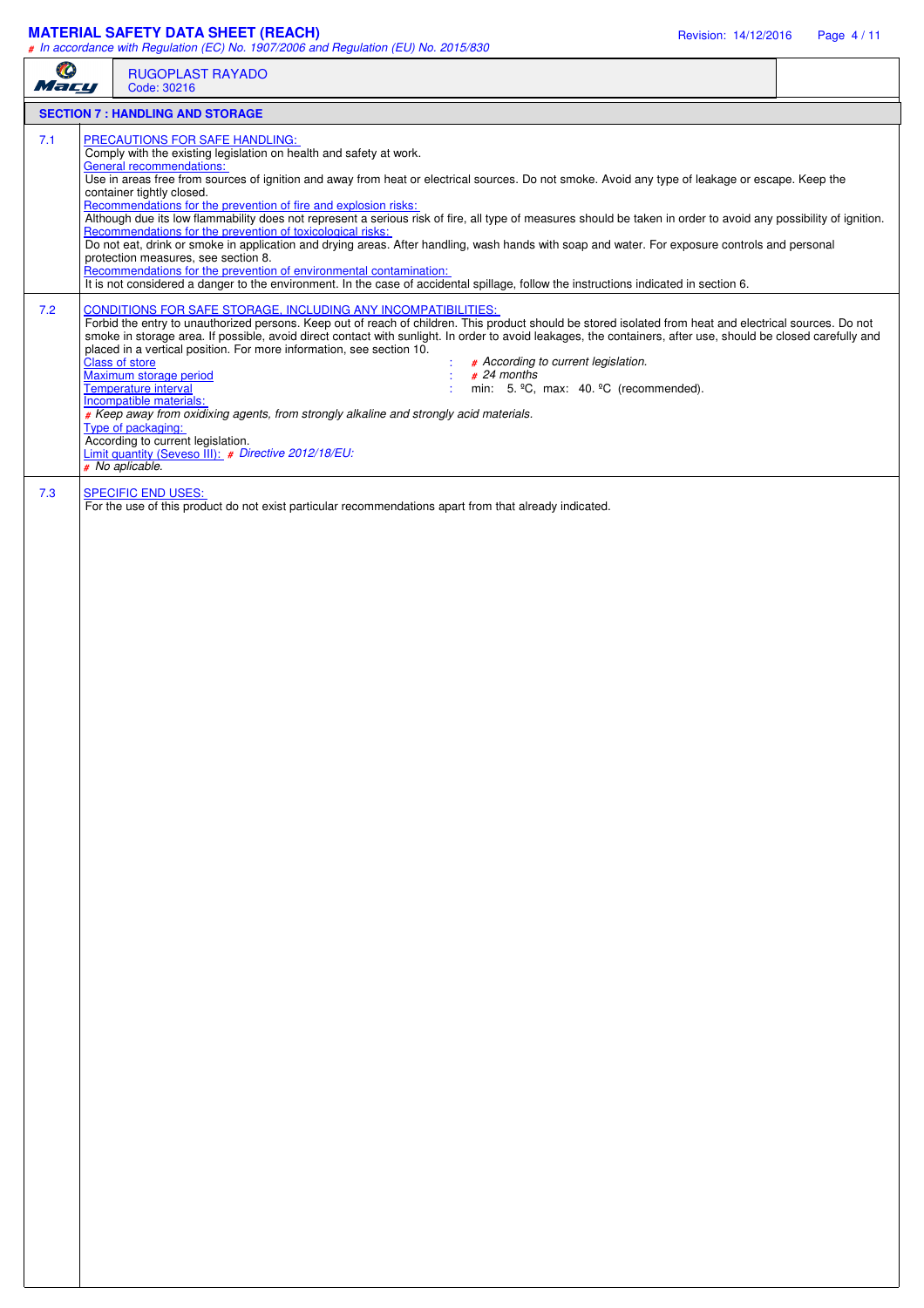RUGOPLAST RAYADO
Code: 30216

## SECTION 7 : HANDLING AND STORAGE

### 7.1 PRECAUTIONS FOR SAFE HANDLING:

Comply with the existing legislation on health and safety at work.

General recommendations:

Use in areas free from sources of ignition and away from heat or electrical sources. Do not smoke. Avoid any type of leakage or escape. Keep the container tightly closed.

Recommendations for the prevention of fire and explosion risks:

Although due its low flammability does not represent a serious risk of fire, all type of measures should be taken in order to avoid any possibility of ignition.

Recommendations for the prevention of toxicological risks:

Do not eat, drink or smoke in application and drying areas. After handling, wash hands with soap and water. For exposure controls and personal protection measures, see section 8.

Recommendations for the prevention of environmental contamination:

It is not considered a danger to the environment. In the case of accidental spillage, follow the instructions indicated in section 6.

### 7.2 CONDITIONS FOR SAFE STORAGE, INCLUDING ANY INCOMPATIBILITIES:

Forbid the entry to unauthorized persons. Keep out of reach of children. This product should be stored isolated from heat and electrical sources. Do not smoke in storage area. If possible, avoid direct contact with sunlight. In order to avoid leakages, the containers, after use, should be closed carefully and placed in a vertical position. For more information, see section 10.

| | | |
|---|---|---|
| Class of store | : | # *According to current legislation.* |
| Maximum storage period | : | # *24 months* |
| Temperature interval | : | min: 5. ºC, max: 40. ºC (recommended). |

Incompatible materials:

# *Keep away from oxidixing agents, from strongly alkaline and strongly acid materials.*

Type of packaging:

According to current legislation.

Limit quantity (Seveso III): # *Directive 2012/18/EU:*

# *No aplicable.*

### 7.3 SPECIFIC END USES:

For the use of this product do not exist particular recommendations apart from that already indicated.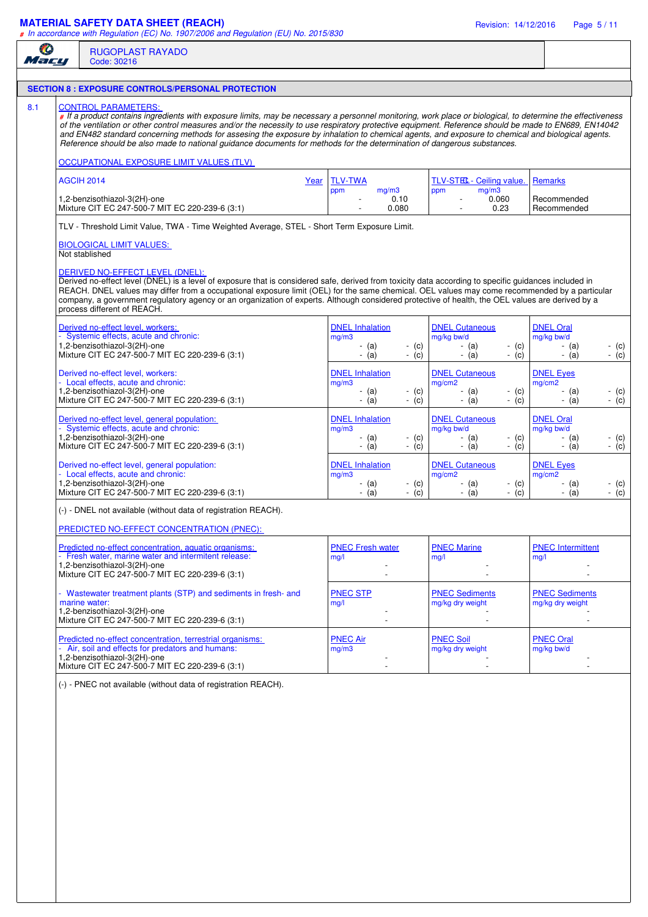## SECTION 8 : EXPOSURE CONTROLS/PERSONAL PROTECTION

### 8.1 CONTROL PARAMETERS:

*# If a product contains ingredients with exposure limits, may be necessary a personnel monitoring, work place or biological, to determine the effectiveness of the ventilation or other control measures and/or the necessity to use respiratory protective equipment. Reference should be made to EN689, EN14042 and EN482 standard concerning methods for assesing the exposure by inhalation to chemical agents, and exposure to chemical and biological agents. Reference should be also made to national guidance documents for methods for the determination of dangerous substances.*

**OCCUPATIONAL EXPOSURE LIMIT VALUES (TLV)**

| AGCIH 2014 | Year | TLV-TWA ppm | TLV-TWA mg/m3 | TLV-STEL - Ceiling value. ppm | TLV-STEL - Ceiling value. mg/m3 | Remarks |
|---|---|---|---|---|---|---|
| 1,2-benzisothiazol-3(2H)-one | | - | 0.10 | - | 0.060 | Recommended |
| Mixture CIT EC 247-500-7 MIT EC 220-239-6 (3:1) | | - | 0.080 | - | 0.23 | Recommended |

TLV - Threshold Limit Value, TWA - Time Weighted Average, STEL - Short Term Exposure Limit.

**BIOLOGICAL LIMIT VALUES:**

Not stablished

**DERIVED NO-EFFECT LEVEL (DNEL):**

Derived no-effect level (DNEL) is a level of exposure that is considered safe, derived from toxicity data according to specific guidances included in REACH. DNEL values may differ from a occupational exposure limit (OEL) for the same chemical. OEL values may come recommended by a particular company, a government regulatory agency or an organization of experts. Although considered protective of health, the OEL values are derived by a process different of REACH.

| Derived no-effect level, workers: - Systemic effects, acute and chronic: | DNEL Inhalation mg/m3 | | DNEL Cutaneous mg/kg bw/d | | DNEL Oral mg/kg bw/d | |
|---|---|---|---|---|---|---|
| 1,2-benzisothiazol-3(2H)-one | - (a) | - (c) | - (a) | - (c) | - (a) | - (c) |
| Mixture CIT EC 247-500-7 MIT EC 220-239-6 (3:1) | - (a) | - (c) | - (a) | - (c) | - (a) | - (c) |

| Derived no-effect level, workers: - Local effects, acute and chronic: | DNEL Inhalation mg/m3 | | DNEL Cutaneous mg/cm2 | | DNEL Eyes mg/cm2 | |
|---|---|---|---|---|---|---|
| 1,2-benzisothiazol-3(2H)-one | - (a) | - (c) | - (a) | - (c) | - (a) | - (c) |
| Mixture CIT EC 247-500-7 MIT EC 220-239-6 (3:1) | - (a) | - (c) | - (a) | - (c) | - (a) | - (c) |

| Derived no-effect level, general population: - Systemic effects, acute and chronic: | DNEL Inhalation mg/m3 | | DNEL Cutaneous mg/kg bw/d | | DNEL Oral mg/kg bw/d | |
|---|---|---|---|---|---|---|
| 1,2-benzisothiazol-3(2H)-one | - (a) | - (c) | - (a) | - (c) | - (a) | - (c) |
| Mixture CIT EC 247-500-7 MIT EC 220-239-6 (3:1) | - (a) | - (c) | - (a) | - (c) | - (a) | - (c) |

| Derived no-effect level, general population: - Local effects, acute and chronic: | DNEL Inhalation mg/m3 | | DNEL Cutaneous mg/cm2 | | DNEL Eyes mg/cm2 | |
|---|---|---|---|---|---|---|
| 1,2-benzisothiazol-3(2H)-one | - (a) | - (c) | - (a) | - (c) | - (a) | - (c) |
| Mixture CIT EC 247-500-7 MIT EC 220-239-6 (3:1) | - (a) | - (c) | - (a) | - (c) | - (a) | - (c) |

(-) - DNEL not available (without data of registration REACH).

**PREDICTED NO-EFFECT CONCENTRATION (PNEC):**

| Predicted no-effect concentration, aquatic organisms: - Fresh water, marine water and intermitent release: | PNEC Fresh water mg/l | PNEC Marine mg/l | PNEC Intermittent mg/l |
|---|---|---|---|
| 1,2-benzisothiazol-3(2H)-one | - | - | - |
| Mixture CIT EC 247-500-7 MIT EC 220-239-6 (3:1) | - | - | - |

| - Wastewater treatment plants (STP) and sediments in fresh- and marine water: | PNEC STP mg/l | PNEC Sediments mg/kg dry weight | PNEC Sediments mg/kg dry weight |
|---|---|---|---|
| 1,2-benzisothiazol-3(2H)-one | - | - | - |
| Mixture CIT EC 247-500-7 MIT EC 220-239-6 (3:1) | - | - | - |

| Predicted no-effect concentration, terrestrial organisms: - Air, soil and effects for predators and humans: | PNEC Air mg/m3 | PNEC Soil mg/kg dry weight | PNEC Oral mg/kg bw/d |
|---|---|---|---|
| 1,2-benzisothiazol-3(2H)-one | - | - | - |
| Mixture CIT EC 247-500-7 MIT EC 220-239-6 (3:1) | - | - | - |

(-) - PNEC not available (without data of registration REACH).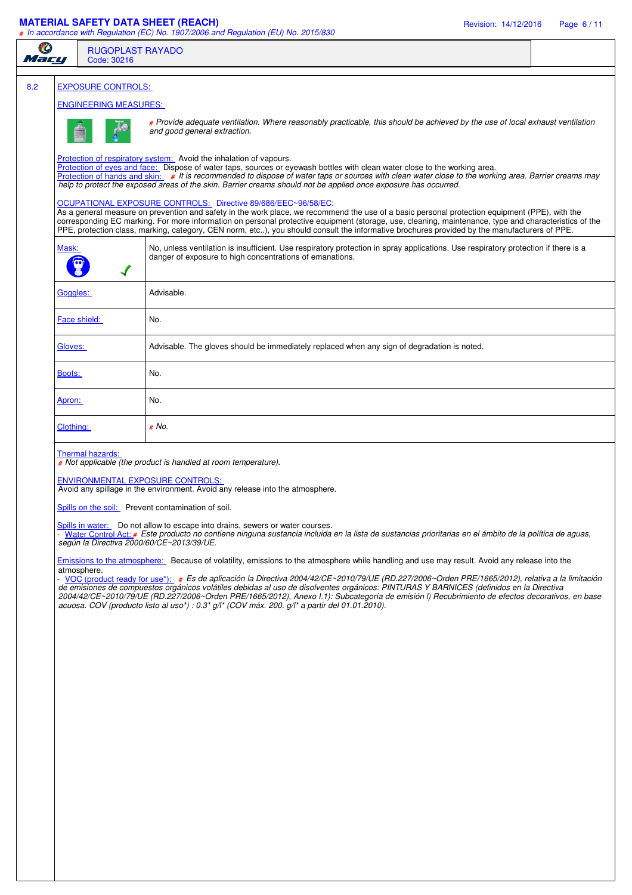8.2 **EXPOSURE CONTROLS:**

**ENGINEERING MEASURES:**

# *Provide adequate ventilation. Where reasonably practicable, this should be achieved by the use of local exhaust ventilation and good general extraction.*

Protection of respiratory system: Avoid the inhalation of vapours.
Protection of eyes and face: Dispose of water taps, sources or eyewash bottles with clean water close to the working area.
Protection of hands and skin: # *It is recommended to dispose of water taps or sources with clean water close to the working area. Barrier creams may help to protect the exposed areas of the skin. Barrier creams should not be applied once exposure has occurred.*

**OCUPATIONAL EXPOSURE CONTROLS:** Directive 89/686/EEC~96/58/EC:
As a general measure on prevention and safety in the work place, we recommend the use of a basic personal protection equipment (PPE), with the corresponding EC marking. For more information on personal protective equipment (storage, use, cleaning, maintenance, type and characteristics of the PPE, protection class, marking, category, CEN norm, etc..), you should consult the informative brochures provided by the manufacturers of PPE.

| | |
|---|---|
| Mask: ✓ | No, unless ventilation is insufficient. Use respiratory protection in spray applications. Use respiratory protection if there is a danger of exposure to high concentrations of emanations. |
| Goggles: | Advisable. |
| Face shield: | No. |
| Gloves: | Advisable. The gloves should be immediately replaced when any sign of degradation is noted. |
| Boots: | No. |
| Apron: | No. |
| Clothing: | # *No.* |

Thermal hazards:
# *Not applicable (the product is handled at room temperature).*

**ENVIRONMENTAL EXPOSURE CONTROLS:**
Avoid any spillage in the environment. Avoid any release into the atmosphere.

Spills on the soil: Prevent contamination of soil.

Spills in water: Do not allow to escape into drains, sewers or water courses.
- Water Control Act: # *Este producto no contiene ninguna sustancia incluida en la lista de sustancias prioritarias en el ámbito de la política de aguas, según la Directiva 2000/60/CE~2013/39/UE.*

Emissions to the atmosphere: Because of volatility, emissions to the atmosphere while handling and use may result. Avoid any release into the atmosphere.
- VOC (product ready for use*): # *Es de aplicación la Directiva 2004/42/CE~2010/79/UE (RD.227/2006~Orden PRE/1665/2012), relativa a la limitación de emisiones de compuestos orgánicos volátiles debidas al uso de disolventes orgánicos: PINTURAS Y BARNICES (definidos en la Directiva 2004/42/CE~2010/79/UE (RD.227/2006~Orden PRE/1665/2012), Anexo I.1): Subcategoría de emisión l) Recubrimiento de efectos decorativos, en base acuosa. COV (producto listo al uso*) : 0.3* g/l* (COV máx. 200. g/l* a partir del 01.01.2010).*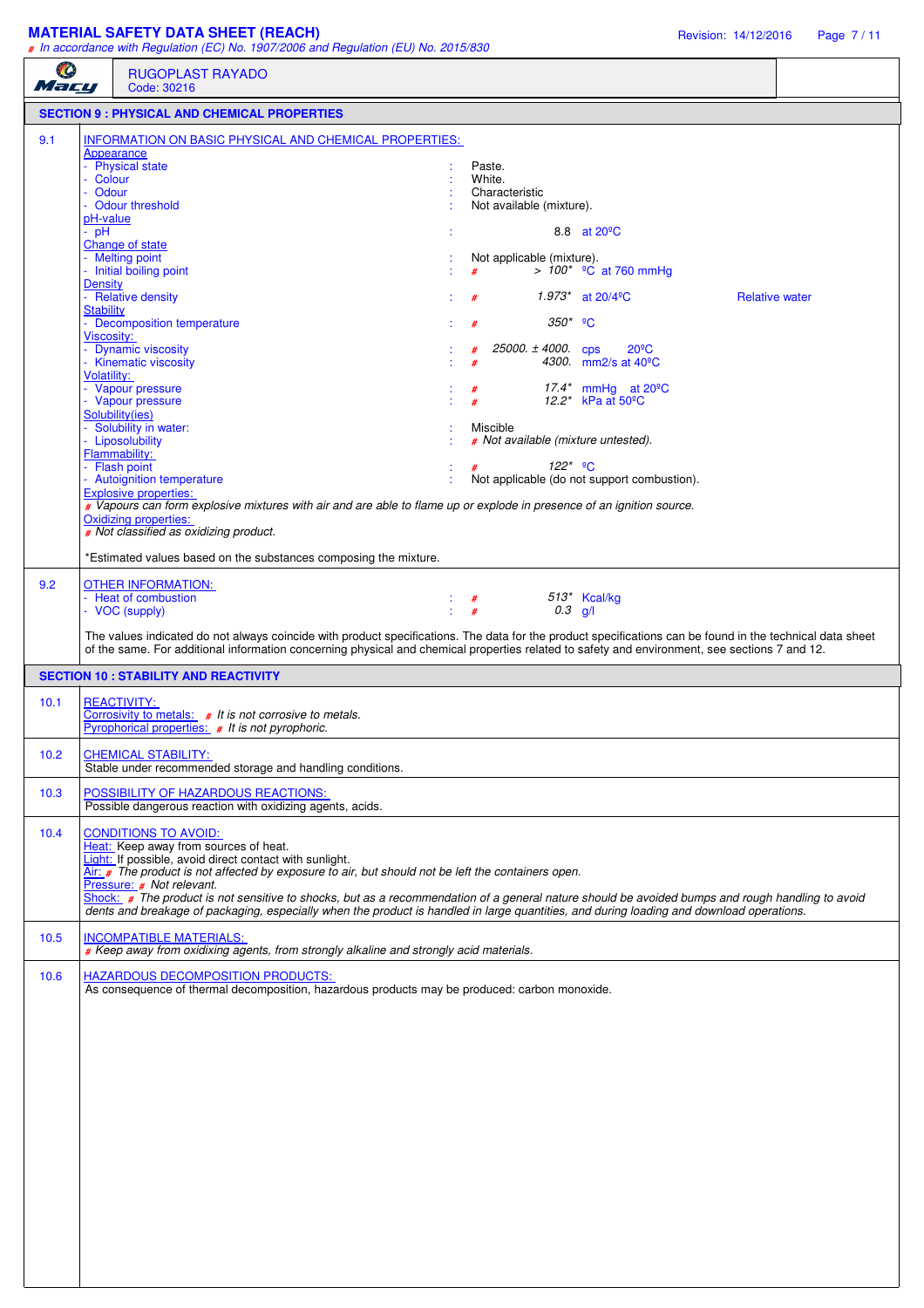RUGOPLAST RAYADO
Code: 30216

## SECTION 9 : PHYSICAL AND CHEMICAL PROPERTIES

### 9.1 INFORMATION ON BASIC PHYSICAL AND CHEMICAL PROPERTIES:

**Appearance**
- Physical state : Paste.
- Colour : White.
- Odour : Characteristic
- Odour threshold : Not available (mixture).

**pH-value**
- pH : 8.8 at 20ºC

**Change of state**
- Melting point : Not applicable (mixture).
- Initial boiling point : # > 100* ºC at 760 mmHg

**Density**
- Relative density : # 1.973* at 20/4ºC Relative water

**Stability**
- Decomposition temperature : # 350* ºC

**Viscosity:**
- Dynamic viscosity : # 25000. ± 4000. cps 20ºC
- Kinematic viscosity : # 4300. mm2/s at 40ºC

**Volatility:**
- Vapour pressure : # 17.4* mmHg at 20ºC
- Vapour pressure : # 12.2* kPa at 50ºC

**Solubility(ies)**
- Solubility in water: : Miscible
- Liposolubility : # *Not available (mixture untested).*

**Flammability:**
- Flash point : # 122* ºC
- Autoignition temperature : Not applicable (do not support combustion).

**Explosive properties:**
# *Vapours can form explosive mixtures with air and are able to flame up or explode in presence of an ignition source.*

**Oxidizing properties:**
# *Not classified as oxidizing product.*

*Estimated values based on the substances composing the mixture.

### 9.2 OTHER INFORMATION:
- Heat of combustion : # 513* Kcal/kg
- VOC (supply) : # 0.3 g/l

The values indicated do not always coincide with product specifications. The data for the product specifications can be found in the technical data sheet of the same. For additional information concerning physical and chemical properties related to safety and environment, see sections 7 and 12.

## SECTION 10 : STABILITY AND REACTIVITY

### 10.1 REACTIVITY:
Corrosivity to metals: # *It is not corrosive to metals.*
Pyrophorical properties: # *It is not pyrophoric.*

### 10.2 CHEMICAL STABILITY:
Stable under recommended storage and handling conditions.

### 10.3 POSSIBILITY OF HAZARDOUS REACTIONS:
Possible dangerous reaction with oxidizing agents, acids.

### 10.4 CONDITIONS TO AVOID:
Heat: Keep away from sources of heat.
Light: If possible, avoid direct contact with sunlight.
Air: # *The product is not affected by exposure to air, but should not be left the containers open.*
Pressure: # *Not relevant.*
Shock: # *The product is not sensitive to shocks, but as a recommendation of a general nature should be avoided bumps and rough handling to avoid dents and breakage of packaging, especially when the product is handled in large quantities, and during loading and download operations.*

### 10.5 INCOMPATIBLE MATERIALS:
# *Keep away from oxidixing agents, from strongly alkaline and strongly acid materials.*

### 10.6 HAZARDOUS DECOMPOSITION PRODUCTS:
As consequence of thermal decomposition, hazardous products may be produced: carbon monoxide.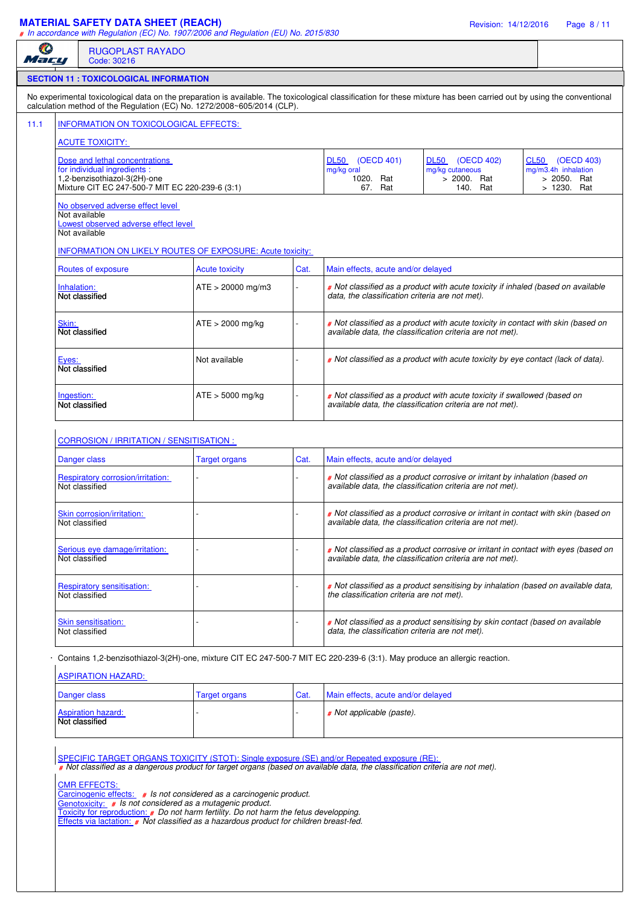# MATERIAL SAFETY DATA SHEET (REACH)

# In accordance with Regulation (EC) No. 1907/2006 and Regulation (EU) No. 2015/830

Revision: 14/12/2016

**RUGOPLAST RAYADO**
Code: 30216

## SECTION 11 : TOXICOLOGICAL INFORMATION

No experimental toxicological data on the preparation is available. The toxicological classification for these mixture has been carried out by using the conventional calculation method of the Regulation (EC) No. 1272/2008~605/2014 (CLP).

### 11.1 INFORMATION ON TOXICOLOGICAL EFFECTS:

**ACUTE TOXICITY:**

| Dose and lethal concentrations for individual ingredients : | DL50 (OECD 401) mg/kg oral | DL50 (OECD 402) mg/kg cutaneous | CL50 (OECD 403) mg/m3.4h inhalation |
|---|---|---|---|
| 1,2-benzisothiazol-3(2H)-one | 1020. Rat | > 2000. Rat | > 2050. Rat |
| Mixture CIT EC 247-500-7 MIT EC 220-239-6 (3:1) | 67. Rat | 140. Rat | > 1230. Rat |

No observed adverse effect level
Not available
Lowest observed adverse effect level
Not available

**INFORMATION ON LIKELY ROUTES OF EXPOSURE: Acute toxicity:**

| Routes of exposure | Acute toxicity | Cat. | Main effects, acute and/or delayed |
|---|---|---|---|
| Inhalation: Not classified | ATE > 20000 mg/m3 | - | # *Not classified as a product with acute toxicity if inhaled (based on available data, the classification criteria are not met).* |
| Skin: Not classified | ATE > 2000 mg/kg | - | # *Not classified as a product with acute toxicity in contact with skin (based on available data, the classification criteria are not met).* |
| Eyes: Not classified | Not available | - | # *Not classified as a product with acute toxicity by eye contact (lack of data).* |
| Ingestion: Not classified | ATE > 5000 mg/kg | - | # *Not classified as a product with acute toxicity if swallowed (based on available data, the classification criteria are not met).* |

**CORROSION / IRRITATION / SENSITISATION :**

| Danger class | Target organs | Cat. | Main effects, acute and/or delayed |
|---|---|---|---|
| Respiratory corrosion/irritation: Not classified | - | - | # *Not classified as a product corrosive or irritant by inhalation (based on available data, the classification criteria are not met).* |
| Skin corrosion/irritation: Not classified | - | - | # *Not classified as a product corrosive or irritant in contact with skin (based on available data, the classification criteria are not met).* |
| Serious eye damage/irritation: Not classified | - | - | # *Not classified as a product corrosive or irritant in contact with eyes (based on available data, the classification criteria are not met).* |
| Respiratory sensitisation: Not classified | - | - | # *Not classified as a product sensitising by inhalation (based on available data, the classification criteria are not met).* |
| Skin sensitisation: Not classified | - | - | # *Not classified as a product sensitising by skin contact (based on available data, the classification criteria are not met).* |

· Contains 1,2-benzisothiazol-3(2H)-one, mixture CIT EC 247-500-7 MIT EC 220-239-6 (3:1). May produce an allergic reaction.

**ASPIRATION HAZARD:**

| Danger class | Target organs | Cat. | Main effects, acute and/or delayed |
|---|---|---|---|
| Aspiration hazard: Not classified | - | - | # *Not applicable (paste).* |

**SPECIFIC TARGET ORGANS TOXICITY (STOT): Single exposure (SE) and/or Repeated exposure (RE):**
# *Not classified as a dangerous product for target organs (based on available data, the classification criteria are not met).*

**CMR EFFECTS:**
Carcinogenic effects: # *Is not considered as a carcinogenic product.*
Genotoxicity: # *Is not considered as a mutagenic product.*
Toxicity for reproduction: # *Do not harm fertility. Do not harm the fetus developping.*
Effects via lactation: # *Not classified as a hazardous product for children breast-fed.*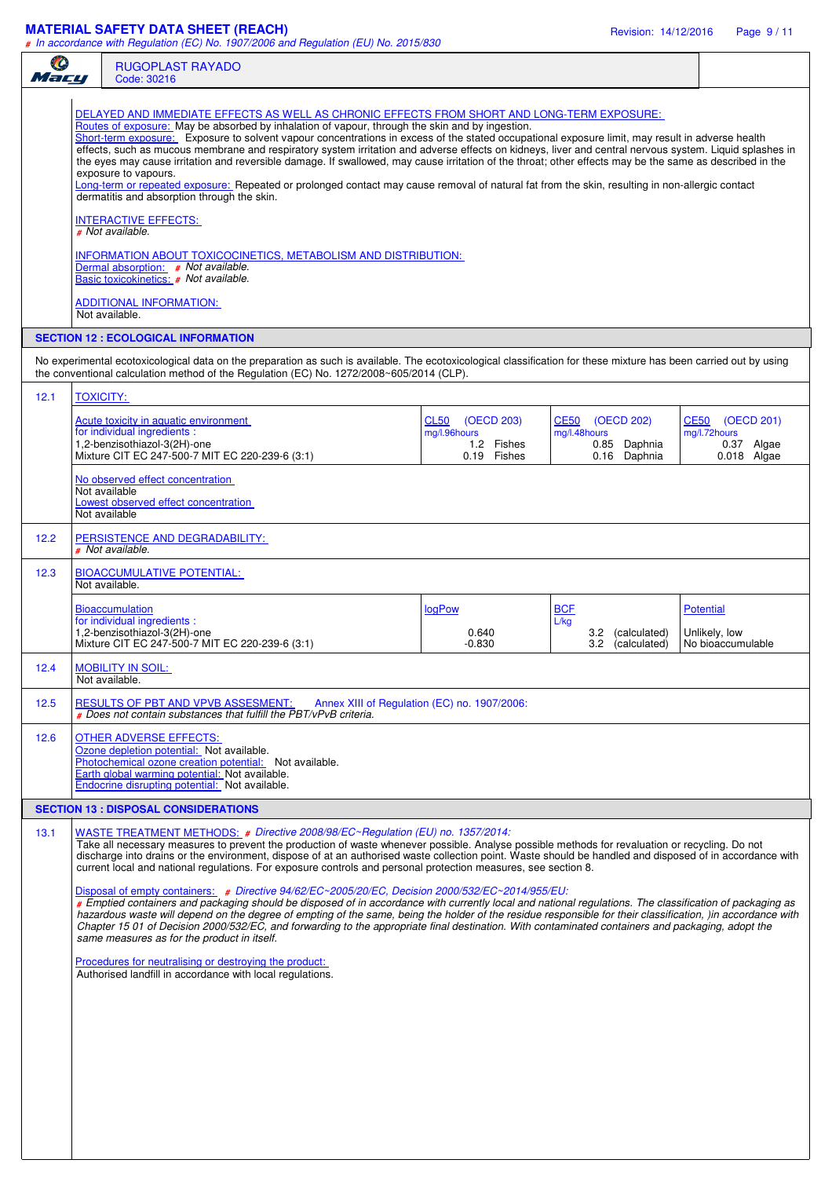DELAYED AND IMMEDIATE EFFECTS AS WELL AS CHRONIC EFFECTS FROM SHORT AND LONG-TERM EXPOSURE:

Routes of exposure: May be absorbed by inhalation of vapour, through the skin and by ingestion.

Short-term exposure: Exposure to solvent vapour concentrations in excess of the stated occupational exposure limit, may result in adverse health effects, such as mucous membrane and respiratory system irritation and adverse effects on kidneys, liver and central nervous system. Liquid splashes in the eyes may cause irritation and reversible damage. If swallowed, may cause irritation of the throat; other effects may be the same as described in the exposure to vapours.

Long-term or repeated exposure: Repeated or prolonged contact may cause removal of natural fat from the skin, resulting in non-allergic contact dermatitis and absorption through the skin.

INTERACTIVE EFFECTS:

# *Not available.*

INFORMATION ABOUT TOXICOCINETICS, METABOLISM AND DISTRIBUTION:

Dermal absorption: # *Not available.*

Basic toxicokinetics: # *Not available.*

ADDITIONAL INFORMATION:

Not available.

## SECTION 12 : ECOLOGICAL INFORMATION

No experimental ecotoxicological data on the preparation as such is available. The ecotoxicological classification for these mixture has been carried out by using the conventional calculation method of the Regulation (EC) No. 1272/2008~605/2014 (CLP).

### 12.1 TOXICITY:

| Acute toxicity in aquatic environment for individual ingredients : | CL50 (OECD 203) mg/l.96hours | CE50 (OECD 202) mg/l.48hours | CE50 (OECD 201) mg/l.72hours |
|---|---|---|---|
| 1,2-benzisothiazol-3(2H)-one | 1.2 Fishes | 0.85 Daphnia | 0.37 Algae |
| Mixture CIT EC 247-500-7 MIT EC 220-239-6 (3:1) | 0.19 Fishes | 0.16 Daphnia | 0.018 Algae |

No observed effect concentration

Not available

Lowest observed effect concentration

Not available

### 12.2 PERSISTENCE AND DEGRADABILITY:

# *Not available.*

### 12.3 BIOACCUMULATIVE POTENTIAL:

Not available.

| Bioaccumulation for individual ingredients : | logPow | BCF L/kg | Potential |
|---|---|---|---|
| 1,2-benzisothiazol-3(2H)-one | 0.640 | 3.2 (calculated) | Unlikely, low |
| Mixture CIT EC 247-500-7 MIT EC 220-239-6 (3:1) | -0.830 | 3.2 (calculated) | No bioaccumulable |

### 12.4 MOBILITY IN SOIL:

Not available.

### 12.5 RESULTS OF PBT AND VPVB ASSESMENT: Annex XIII of Regulation (EC) no. 1907/2006:

# *Does not contain substances that fulfill the PBT/vPvB criteria.*

### 12.6 OTHER ADVERSE EFFECTS:

Ozone depletion potential: Not available.

Photochemical ozone creation potential: Not available.

Earth global warming potential: Not available.

Endocrine disrupting potential: Not available.

## SECTION 13 : DISPOSAL CONSIDERATIONS

### 13.1 WASTE TREATMENT METHODS: # *Directive 2008/98/EC~Regulation (EU) no. 1357/2014:*

Take all necessary measures to prevent the production of waste whenever possible. Analyse possible methods for revaluation or recycling. Do not discharge into drains or the environment, dispose of at an authorised waste collection point. Waste should be handled and disposed of in accordance with current local and national regulations. For exposure controls and personal protection measures, see section 8.

Disposal of empty containers: # *Directive 94/62/EC~2005/20/EC, Decision 2000/532/EC~2014/955/EU:*

# *Emptied containers and packaging should be disposed of in accordance with currently local and national regulations. The classification of packaging as hazardous waste will depend on the degree of empting of the same, being the holder of the residue responsible for their classification, )in accordance with Chapter 15 01 of Decision 2000/532/EC, and forwarding to the appropriate final destination. With contaminated containers and packaging, adopt the same measures as for the product in itself.*

Procedures for neutralising or destroying the product:

Authorised landfill in accordance with local regulations.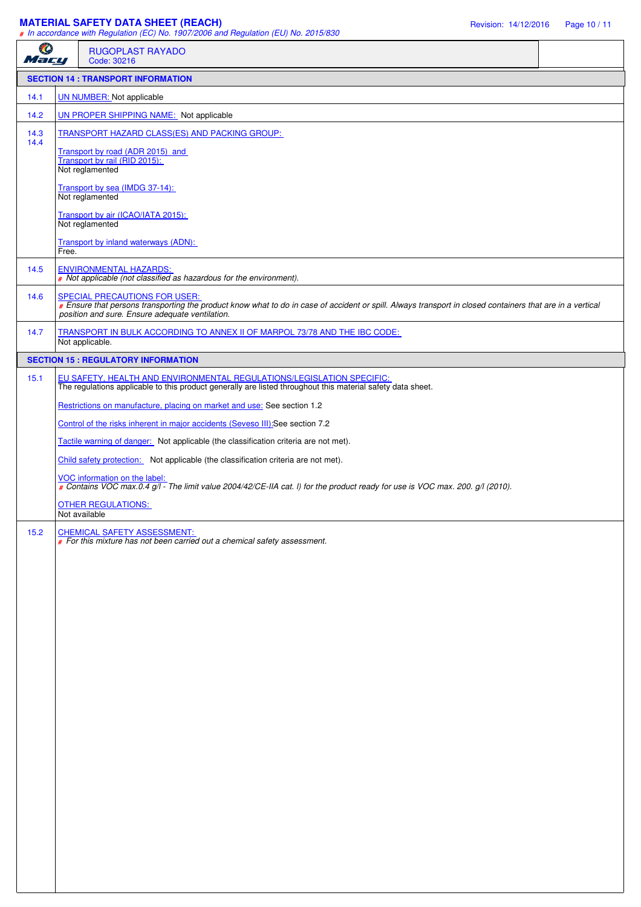RUGOPLAST RAYADO
Code: 30216

## SECTION 14 : TRANSPORT INFORMATION

**14.1** UN NUMBER: Not applicable

**14.2** UN PROPER SHIPPING NAME: Not applicable

**14.3 14.4** TRANSPORT HAZARD CLASS(ES) AND PACKING GROUP:

Transport by road (ADR 2015) and
Transport by rail (RID 2015):
Not reglamented

Transport by sea (IMDG 37-14):
Not reglamented

Transport by air (ICAO/IATA 2015):
Not reglamented

Transport by inland waterways (ADN):
Free.

**14.5** ENVIRONMENTAL HAZARDS:
*# Not applicable (not classified as hazardous for the environment).*

**14.6** SPECIAL PRECAUTIONS FOR USER:
*# Ensure that persons transporting the product know what to do in case of accident or spill. Always transport in closed containers that are in a vertical position and sure. Ensure adequate ventilation.*

**14.7** TRANSPORT IN BULK ACCORDING TO ANNEX II OF MARPOL 73/78 AND THE IBC CODE:
Not applicable.

## SECTION 15 : REGULATORY INFORMATION

**15.1** EU SAFETY, HEALTH AND ENVIRONMENTAL REGULATIONS/LEGISLATION SPECIFIC:
The regulations applicable to this product generally are listed throughout this material safety data sheet.

Restrictions on manufacture, placing on market and use: See section 1.2

Control of the risks inherent in major accidents (Seveso III):See section 7.2

Tactile warning of danger: Not applicable (the classification criteria are not met).

Child safety protection: Not applicable (the classification criteria are not met).

VOC information on the label:
*# Contains VOC max.0.4 g/l - The limit value 2004/42/CE-IIA cat. l) for the product ready for use is VOC max. 200. g/l (2010).*

OTHER REGULATIONS:
Not available

**15.2** CHEMICAL SAFETY ASSESSMENT:
*# For this mixture has not been carried out a chemical safety assessment.*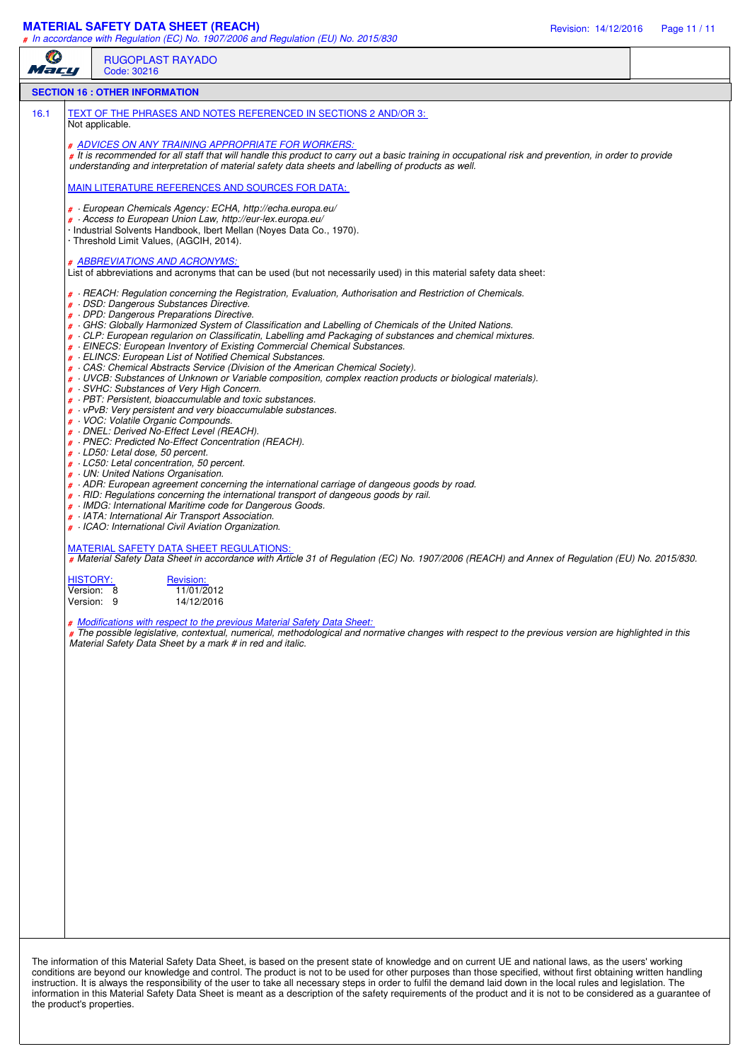RUGOPLAST RAYADO
Code: 30216

## SECTION 16 : OTHER INFORMATION

16.1 TEXT OF THE PHRASES AND NOTES REFERENCED IN SECTIONS 2 AND/OR 3:

Not applicable.

# *ADVICES ON ANY TRAINING APPROPRIATE FOR WORKERS:*

# *It is recommended for all staff that will handle this product to carry out a basic training in occupational risk and prevention, in order to provide understanding and interpretation of material safety data sheets and labelling of products as well.*

MAIN LITERATURE REFERENCES AND SOURCES FOR DATA:

# *· European Chemicals Agency: ECHA, http://echa.europa.eu/*
# *· Access to European Union Law, http://eur-lex.europa.eu/*
· Industrial Solvents Handbook, Ibert Mellan (Noyes Data Co., 1970).
· Threshold Limit Values, (AGCIH, 2014).

# *ABBREVIATIONS AND ACRONYMS:*

List of abbreviations and acronyms that can be used (but not necessarily used) in this material safety data sheet:

# *· REACH: Regulation concerning the Registration, Evaluation, Authorisation and Restriction of Chemicals.*
# *· DSD: Dangerous Substances Directive.*
# *· DPD: Dangerous Preparations Directive.*
# *· GHS: Globally Harmonized System of Classification and Labelling of Chemicals of the United Nations.*
# *· CLP: European regulation on Classificatin, Labelling amd Packaging of substances and chemical mixtures.*
# *· EINECS: European Inventory of Existing Commercial Chemical Substances.*
# *· ELINCS: European List of Notified Chemical Substances.*
# *· CAS: Chemical Abstracts Service (Division of the American Chemical Society).*
# *· UVCB: Substances of Unknown or Variable composition, complex reaction products or biological materials).*
# *· SVHC: Substances of Very High Concern.*
# *· PBT: Persistent, bioaccumulable and toxic substances.*
# *· vPvB: Very persistent and very bioaccumulable substances.*
# *· VOC: Volatile Organic Compounds.*
# *· DNEL: Derived No-Effect Level (REACH).*
# *· PNEC: Predicted No-Effect Concentration (REACH).*
# *· LD50: Letal dose, 50 percent.*
# *· LC50: Letal concentration, 50 percent.*
# *· UN: United Nations Organisation.*
# *· ADR: European agreement concerning the international carriage of dangeous goods by road.*
# *· RID: Regulations concerning the international transport of dangeous goods by rail.*
# *· IMDG: International Maritime code for Dangerous Goods.*
# *· IATA: International Air Transport Association.*
# *· ICAO: International Civil Aviation Organization.*

MATERIAL SAFETY DATA SHEET REGULATIONS:

# *Material Safety Data Sheet in accordance with Article 31 of Regulation (EC) No. 1907/2006 (REACH) and Annex of Regulation (EU) No. 2015/830.*

| HISTORY: | Revision: |
|---|---|
| Version: 8 | 11/01/2012 |
| Version: 9 | 14/12/2016 |

# *Modifications with respect to the previous Material Safety Data Sheet:*

# *The possible legislative, contextual, numerical, methodological and normative changes with respect to the previous version are highlighted in this Material Safety Data Sheet by a mark # in red and italic.*

The information of this Material Safety Data Sheet, is based on the present state of knowledge and on current UE and national laws, as the users' working conditions are beyond our knowledge and control. The product is not to be used for other purposes than those specified, without first obtaining written handling instruction. It is always the responsibility of the user to take all necessary steps in order to fulfil the demand laid down in the local rules and legislation. The information in this Material Safety Data Sheet is meant as a description of the safety requirements of the product and it is not to be considered as a guarantee of the product's properties.